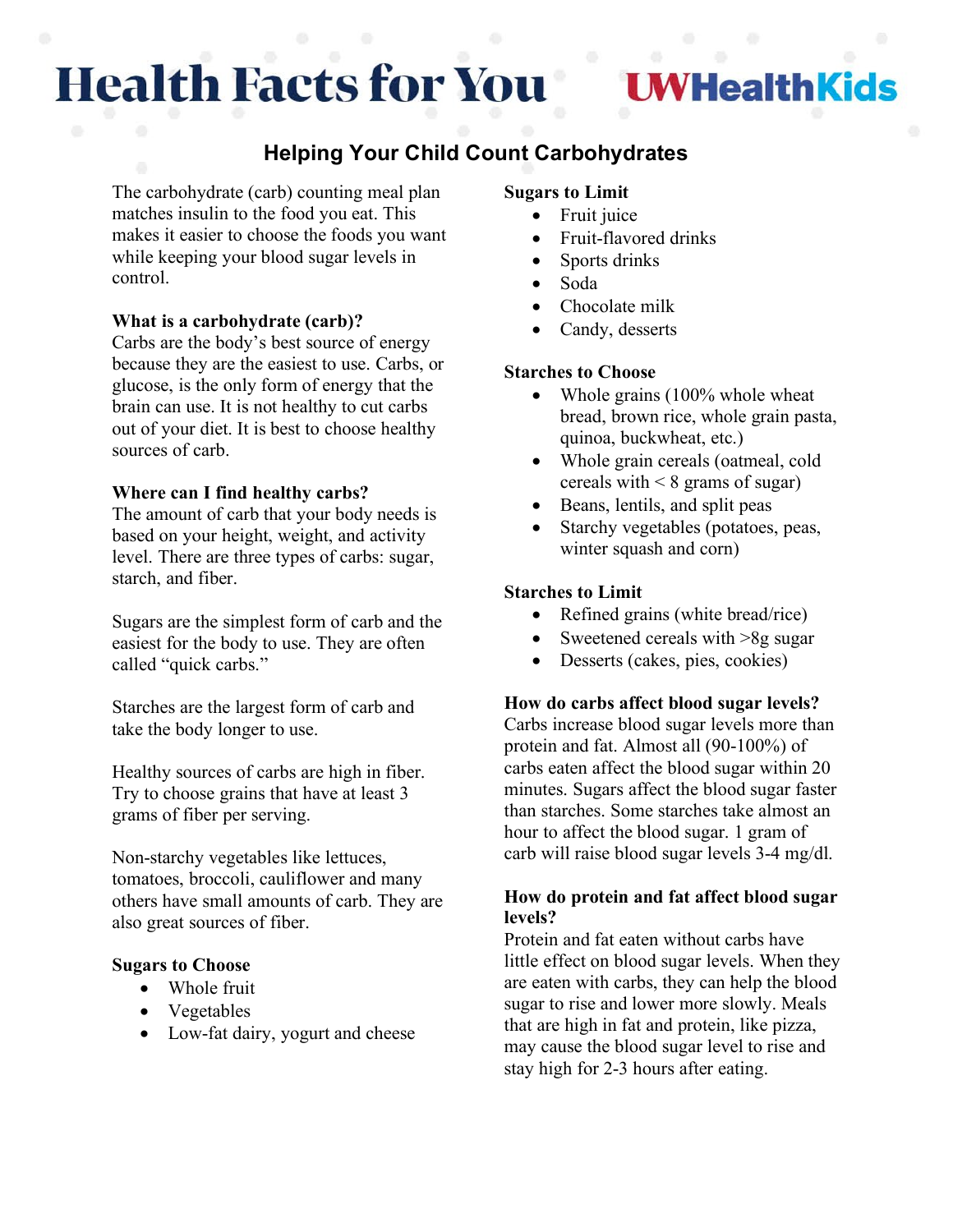# Health Facts for You

UWHealthKids

## Helping Your Child Count Carbohydrates

The carbohydrate (carb) counting meal plan matches insulin to the food you eat. This makes it easier to choose the foods you want while keeping your blood sugar levels in control.

**What is a carbohydrate (carb)?**
Carbs are the body's best source of energy because they are the easiest to use. Carbs, or glucose, is the only form of energy that the brain can use. It is not healthy to cut carbs out of your diet. It is best to choose healthy sources of carb.

**Where can I find healthy carbs?**
The amount of carb that your body needs is based on your height, weight, and activity level. There are three types of carbs: sugar, starch, and fiber.

Sugars are the simplest form of carb and the easiest for the body to use. They are often called "quick carbs."

Starches are the largest form of carb and take the body longer to use.

Healthy sources of carbs are high in fiber. Try to choose grains that have at least 3 grams of fiber per serving.

Non-starchy vegetables like lettuces, tomatoes, broccoli, cauliflower and many others have small amounts of carb. They are also great sources of fiber.

**Sugars to Choose**

- Whole fruit
- Vegetables
- Low-fat dairy, yogurt and cheese

**Sugars to Limit**

- Fruit juice
- Fruit-flavored drinks
- Sports drinks
- Soda
- Chocolate milk
- Candy, desserts

**Starches to Choose**

- Whole grains (100% whole wheat bread, brown rice, whole grain pasta, quinoa, buckwheat, etc.)
- Whole grain cereals (oatmeal, cold cereals with < 8 grams of sugar)
- Beans, lentils, and split peas
- Starchy vegetables (potatoes, peas, winter squash and corn)

**Starches to Limit**

- Refined grains (white bread/rice)
- Sweetened cereals with >8g sugar
- Desserts (cakes, pies, cookies)

**How do carbs affect blood sugar levels?**
Carbs increase blood sugar levels more than protein and fat. Almost all (90-100%) of carbs eaten affect the blood sugar within 20 minutes. Sugars affect the blood sugar faster than starches. Some starches take almost an hour to affect the blood sugar. 1 gram of carb will raise blood sugar levels 3-4 mg/dl.

**How do protein and fat affect blood sugar levels?**
Protein and fat eaten without carbs have little effect on blood sugar levels. When they are eaten with carbs, they can help the blood sugar to rise and lower more slowly. Meals that are high in fat and protein, like pizza, may cause the blood sugar level to rise and stay high for 2-3 hours after eating.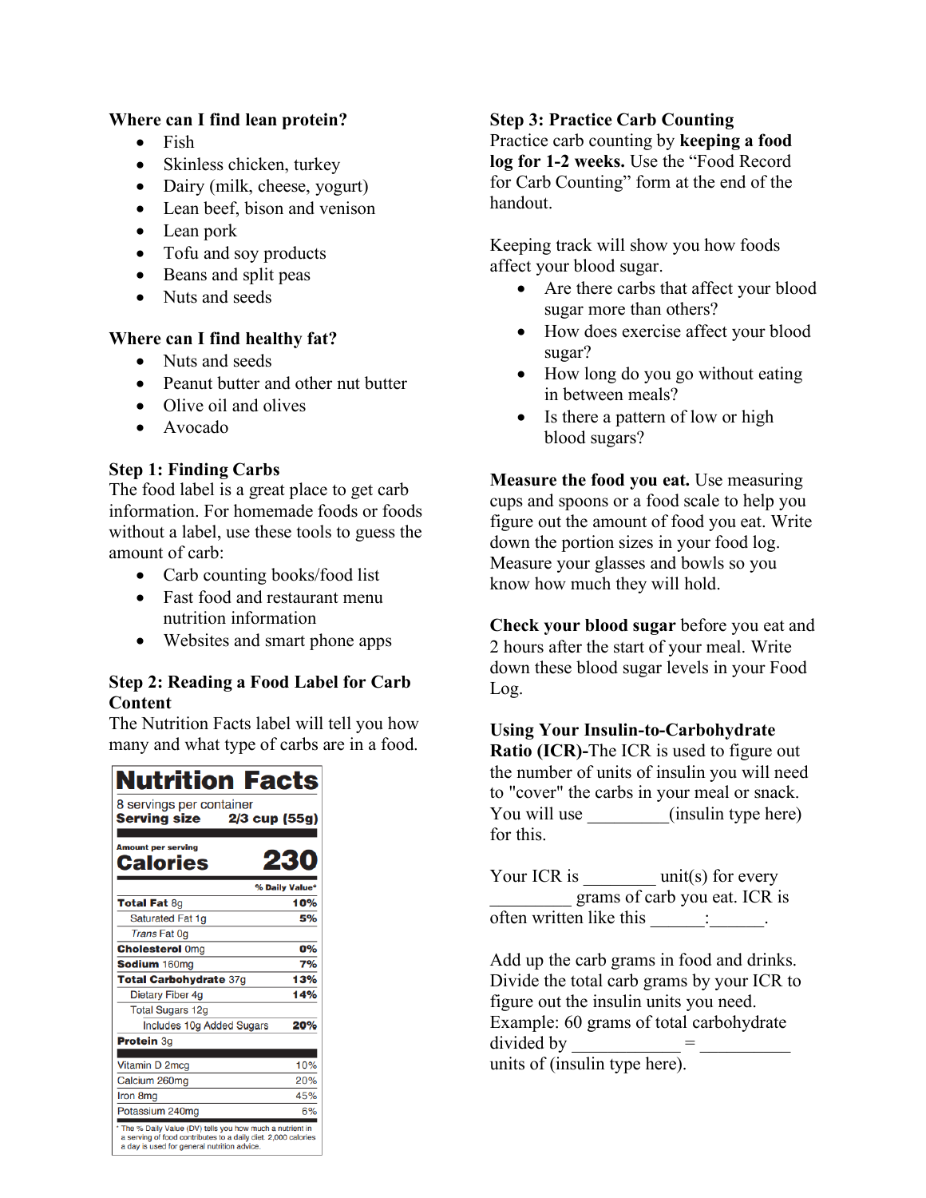**Where can I find lean protein?**

- Fish
- Skinless chicken, turkey
- Dairy (milk, cheese, yogurt)
- Lean beef, bison and venison
- Lean pork
- Tofu and soy products
- Beans and split peas
- Nuts and seeds

**Where can I find healthy fat?**

- Nuts and seeds
- Peanut butter and other nut butter
- Olive oil and olives
- Avocado

**Step 1: Finding Carbs**

The food label is a great place to get carb information. For homemade foods or foods without a label, use these tools to guess the amount of carb:

- Carb counting books/food list
- Fast food and restaurant menu nutrition information
- Websites and smart phone apps

**Step 2: Reading a Food Label for Carb Content**

The Nutrition Facts label will tell you how many and what type of carbs are in a food.

| **Nutrition Facts** | |
|---|---|
| 8 servings per container | |
| **Serving size** | **2/3 cup (55g)** |
| Amount per serving | |
| **Calories** | **230** |
| | % Daily Value* |
| **Total Fat** 8g | **10%** |
| Saturated Fat 1g | **5%** |
| *Trans* Fat 0g | |
| **Cholesterol** 0mg | **0%** |
| **Sodium** 160mg | **7%** |
| **Total Carbohydrate** 37g | **13%** |
| Dietary Fiber 4g | **14%** |
| Total Sugars 12g | |
| Includes 10g Added Sugars | **20%** |
| **Protein** 3g | |
| Vitamin D 2mcg | 10% |
| Calcium 260mg | 20% |
| Iron 8mg | 45% |
| Potassium 240mg | 6% |

\* The % Daily Value (DV) tells you how much a nutrient in a serving of food contributes to a daily diet. 2,000 calories a day is used for general nutrition advice.

**Step 3: Practice Carb Counting**

Practice carb counting by **keeping a food log for 1-2 weeks.** Use the "Food Record for Carb Counting" form at the end of the handout.

Keeping track will show you how foods affect your blood sugar.

- Are there carbs that affect your blood sugar more than others?
- How does exercise affect your blood sugar?
- How long do you go without eating in between meals?
- Is there a pattern of low or high blood sugars?

**Measure the food you eat.** Use measuring cups and spoons or a food scale to help you figure out the amount of food you eat. Write down the portion sizes in your food log. Measure your glasses and bowls so you know how much they will hold.

**Check your blood sugar** before you eat and 2 hours after the start of your meal. Write down these blood sugar levels in your Food Log.

**Using Your Insulin-to-Carbohydrate Ratio (ICR)**-The ICR is used to figure out the number of units of insulin you will need to "cover" the carbs in your meal or snack. You will use _________(insulin type here) for this.

Your ICR is ________ unit(s) for every _________ grams of carb you eat. ICR is often written like this ______:______.

Add up the carb grams in food and drinks. Divide the total carb grams by your ICR to figure out the insulin units you need. Example: 60 grams of total carbohydrate divided by ____________ = __________ units of (insulin type here).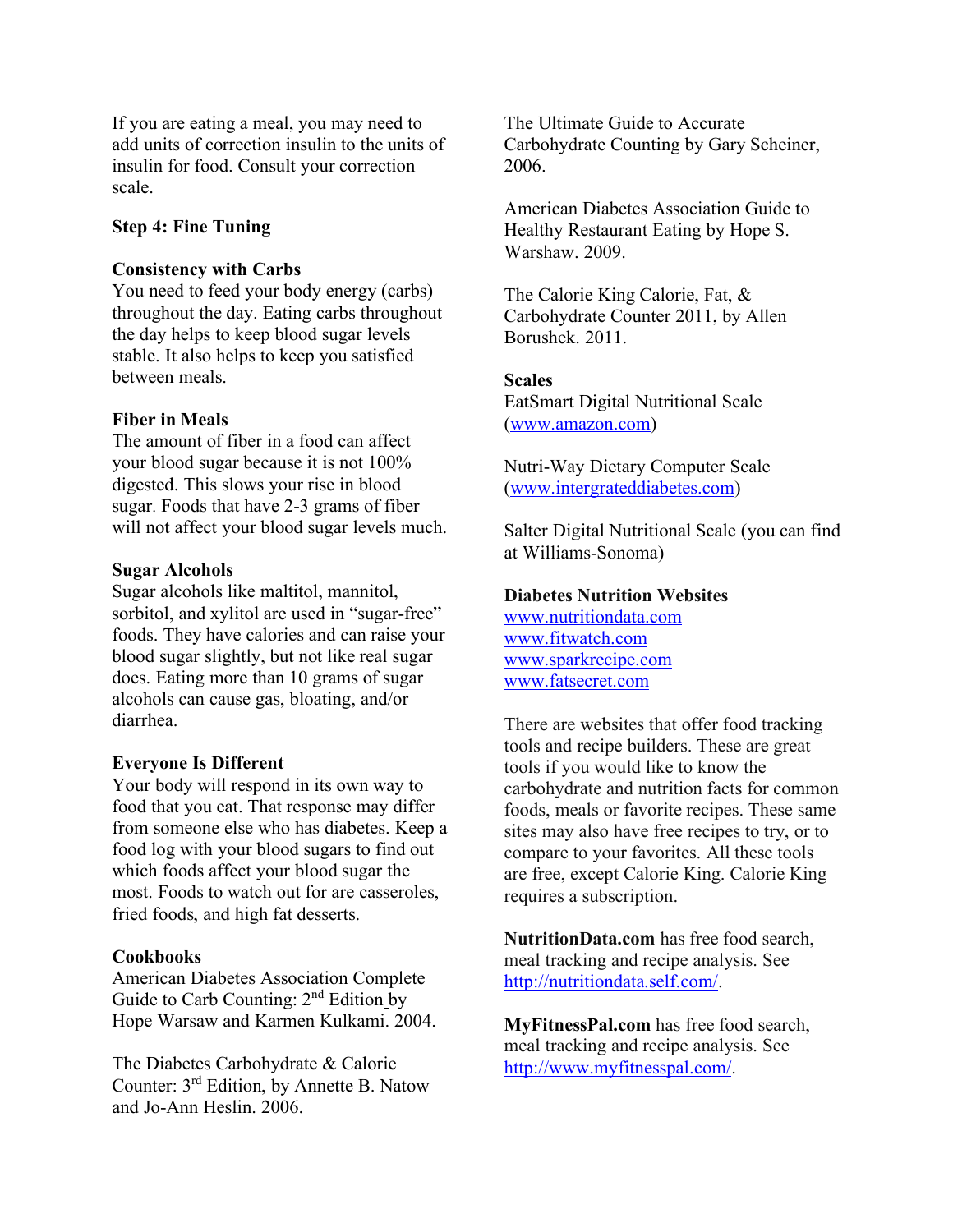If you are eating a meal, you may need to add units of correction insulin to the units of insulin for food. Consult your correction scale.

## Step 4: Fine Tuning

### Consistency with Carbs

You need to feed your body energy (carbs) throughout the day. Eating carbs throughout the day helps to keep blood sugar levels stable. It also helps to keep you satisfied between meals.

### Fiber in Meals

The amount of fiber in a food can affect your blood sugar because it is not 100% digested. This slows your rise in blood sugar. Foods that have 2-3 grams of fiber will not affect your blood sugar levels much.

### Sugar Alcohols

Sugar alcohols like maltitol, mannitol, sorbitol, and xylitol are used in "sugar-free" foods. They have calories and can raise your blood sugar slightly, but not like real sugar does. Eating more than 10 grams of sugar alcohols can cause gas, bloating, and/or diarrhea.

### Everyone Is Different

Your body will respond in its own way to food that you eat. That response may differ from someone else who has diabetes. Keep a food log with your blood sugars to find out which foods affect your blood sugar the most. Foods to watch out for are casseroles, fried foods, and high fat desserts.

### Cookbooks

American Diabetes Association Complete Guide to Carb Counting: 2nd Edition by Hope Warsaw and Karmen Kulkami. 2004.

The Diabetes Carbohydrate & Calorie Counter: 3rd Edition, by Annette B. Natow and Jo-Ann Heslin. 2006.

The Ultimate Guide to Accurate Carbohydrate Counting by Gary Scheiner, 2006.

American Diabetes Association Guide to Healthy Restaurant Eating by Hope S. Warshaw. 2009.

The Calorie King Calorie, Fat, & Carbohydrate Counter 2011, by Allen Borushek. 2011.

### Scales

EatSmart Digital Nutritional Scale (www.amazon.com)

Nutri-Way Dietary Computer Scale (www.intergrateddiabetes.com)

Salter Digital Nutritional Scale (you can find at Williams-Sonoma)

### Diabetes Nutrition Websites

www.nutritiondata.com
www.fitwatch.com
www.sparkrecipe.com
www.fatsecret.com

There are websites that offer food tracking tools and recipe builders. These are great tools if you would like to know the carbohydrate and nutrition facts for common foods, meals or favorite recipes. These same sites may also have free recipes to try, or to compare to your favorites. All these tools are free, except Calorie King. Calorie King requires a subscription.

**NutritionData.com** has free food search, meal tracking and recipe analysis. See http://nutritiondata.self.com/.

**MyFitnessPal.com** has free food search, meal tracking and recipe analysis. See http://www.myfitnesspal.com/.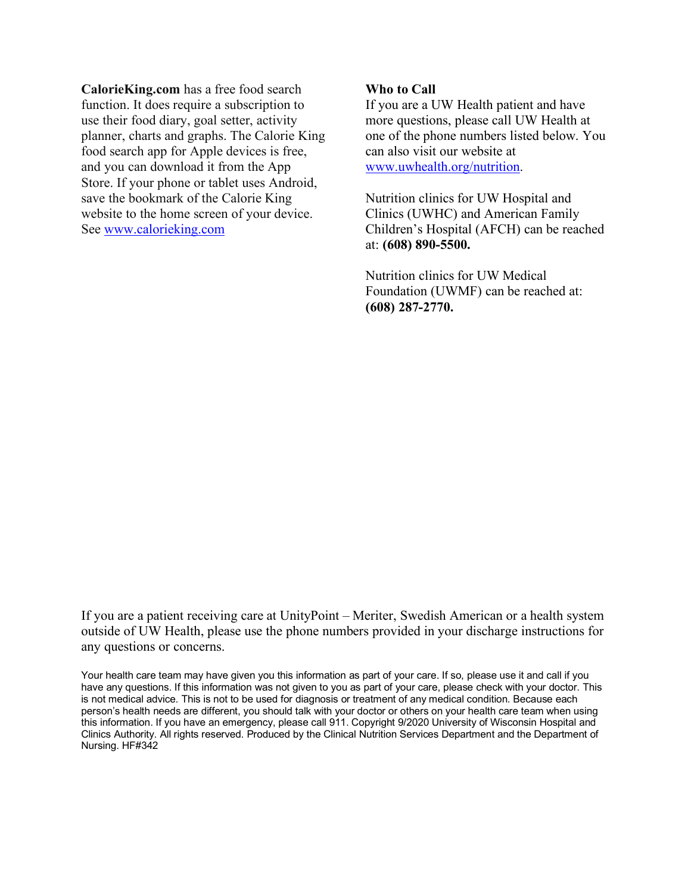**CalorieKing.com** has a free food search function. It does require a subscription to use their food diary, goal setter, activity planner, charts and graphs. The Calorie King food search app for Apple devices is free, and you can download it from the App Store. If your phone or tablet uses Android, save the bookmark of the Calorie King website to the home screen of your device. See www.calorieking.com

**Who to Call**

If you are a UW Health patient and have more questions, please call UW Health at one of the phone numbers listed below. You can also visit our website at www.uwhealth.org/nutrition.

Nutrition clinics for UW Hospital and Clinics (UWHC) and American Family Children's Hospital (AFCH) can be reached at: **(608) 890-5500.**

Nutrition clinics for UW Medical Foundation (UWMF) can be reached at: **(608) 287-2770.**

If you are a patient receiving care at UnityPoint – Meriter, Swedish American or a health system outside of UW Health, please use the phone numbers provided in your discharge instructions for any questions or concerns.

Your health care team may have given you this information as part of your care. If so, please use it and call if you have any questions. If this information was not given to you as part of your care, please check with your doctor. This is not medical advice. This is not to be used for diagnosis or treatment of any medical condition. Because each person's health needs are different, you should talk with your doctor or others on your health care team when using this information. If you have an emergency, please call 911. Copyright 9/2020 University of Wisconsin Hospital and Clinics Authority. All rights reserved. Produced by the Clinical Nutrition Services Department and the Department of Nursing. HF#342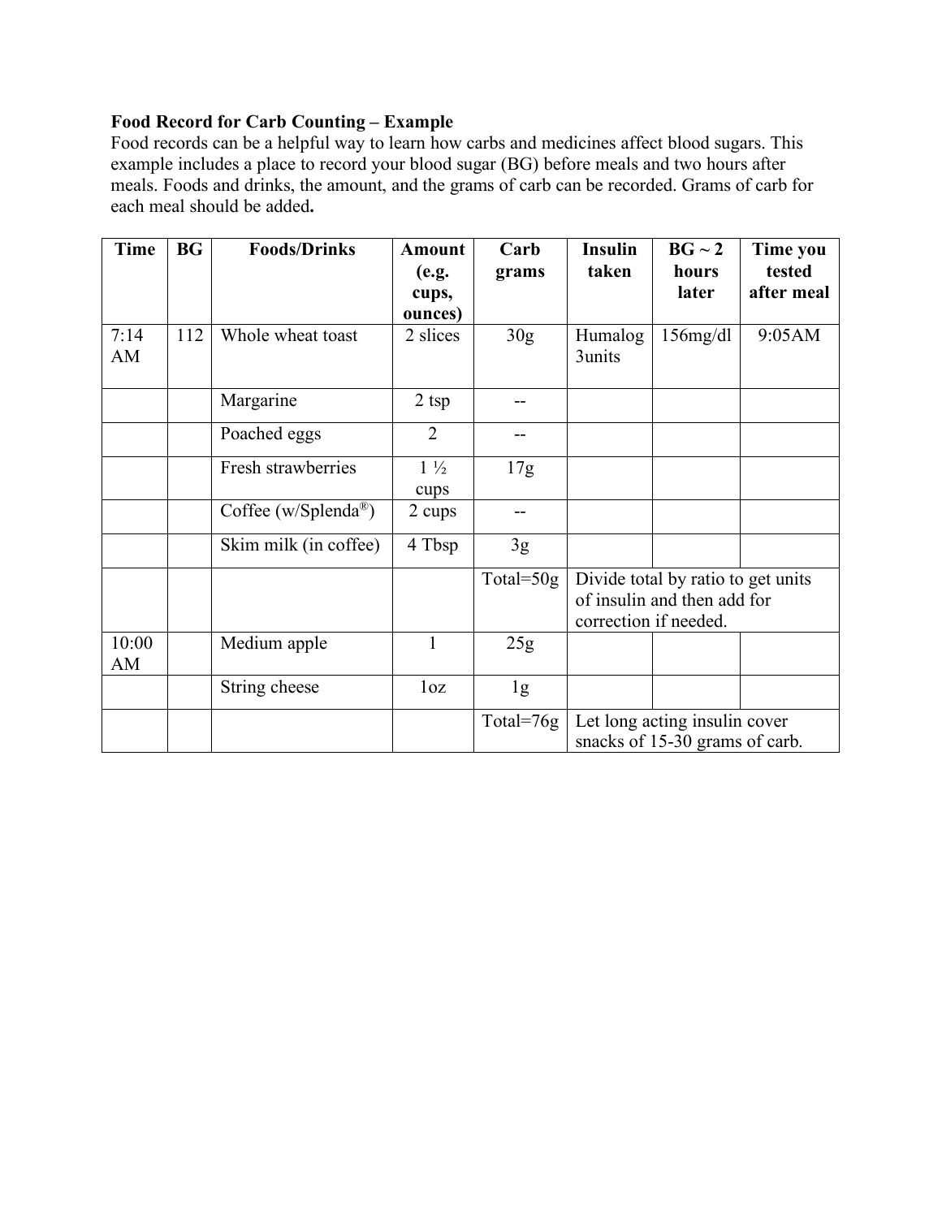**Food Record for Carb Counting – Example**

Food records can be a helpful way to learn how carbs and medicines affect blood sugars. This example includes a place to record your blood sugar (BG) before meals and two hours after meals. Foods and drinks, the amount, and the grams of carb can be recorded. Grams of carb for each meal should be added**.**

| Time | BG | Foods/Drinks | Amount (e.g. cups, ounces) | Carb grams | Insulin taken | BG ~ 2 hours later | Time you tested after meal |
|---|---|---|---|---|---|---|---|
| 7:14 AM | 112 | Whole wheat toast | 2 slices | 30g | Humalog 3units | 156mg/dl | 9:05AM |
| | | Margarine | 2 tsp | -- | | | |
| | | Poached eggs | 2 | -- | | | |
| | | Fresh strawberries | 1 ½ cups | 17g | | | |
| | | Coffee (w/Splenda®) | 2 cups | -- | | | |
| | | Skim milk (in coffee) | 4 Tbsp | 3g | | | |
| | | | | Total=50g | Divide total by ratio to get units of insulin and then add for correction if needed. | | |
| 10:00 AM | | Medium apple | 1 | 25g | | | |
| | | String cheese | 1oz | 1g | | | |
| | | | | Total=76g | Let long acting insulin cover snacks of 15-30 grams of carb. | | |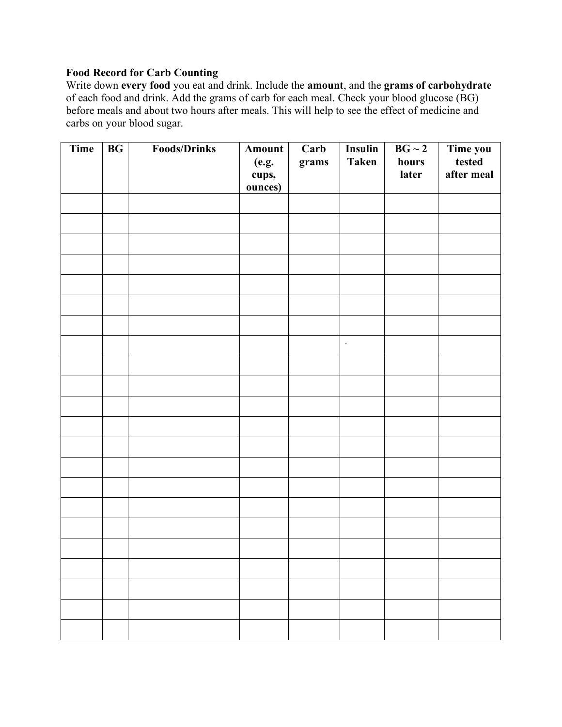**Food Record for Carb Counting**

Write down **every food** you eat and drink. Include the **amount**, and the **grams of carbohydrate** of each food and drink. Add the grams of carb for each meal. Check your blood glucose (BG) before meals and about two hours after meals. This will help to see the effect of medicine and carbs on your blood sugar.

| Time | BG | Foods/Drinks | Amount (e.g. cups, ounces) | Carb grams | Insulin Taken | BG ~ 2 hours later | Time you tested after meal |
|---|---|---|---|---|---|---|---|
| | | | | | | | |
| | | | | | | | |
| | | | | | | | |
| | | | | | | | |
| | | | | | | | |
| | | | | | | | |
| | | | | | | | |
| | | | | | | | |
| | | | | | | | |
| | | | | | | | |
| | | | | | | | |
| | | | | | | | |
| | | | | | | | |
| | | | | | | | |
| | | | | | | | |
| | | | | | | | |
| | | | | | | | |
| | | | | | | | |
| | | | | | | | |
| | | | | | | | |
| | | | | | | | |
| | | | | | | | |